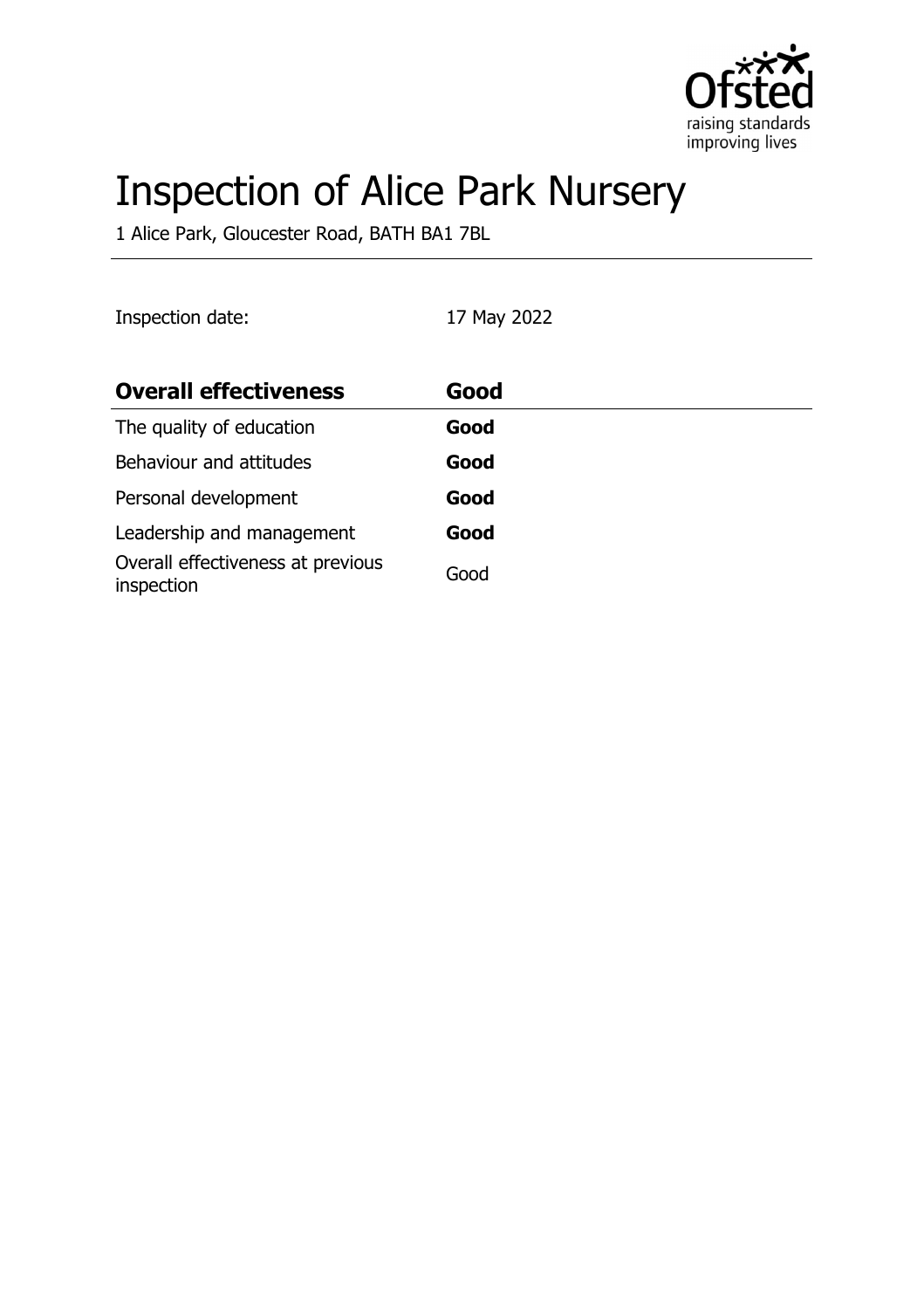# Inspection of Alice Park Nursery

1 Alice Park, Gloucester Road, BATH BA1 7BL

Inspection date: 17 May 2022

| **Overall effectiveness** | **Good** |
| --- | --- |
| The quality of education | **Good** |
| Behaviour and attitudes | **Good** |
| Personal development | **Good** |
| Leadership and management | **Good** |
| Overall effectiveness at previous inspection | Good |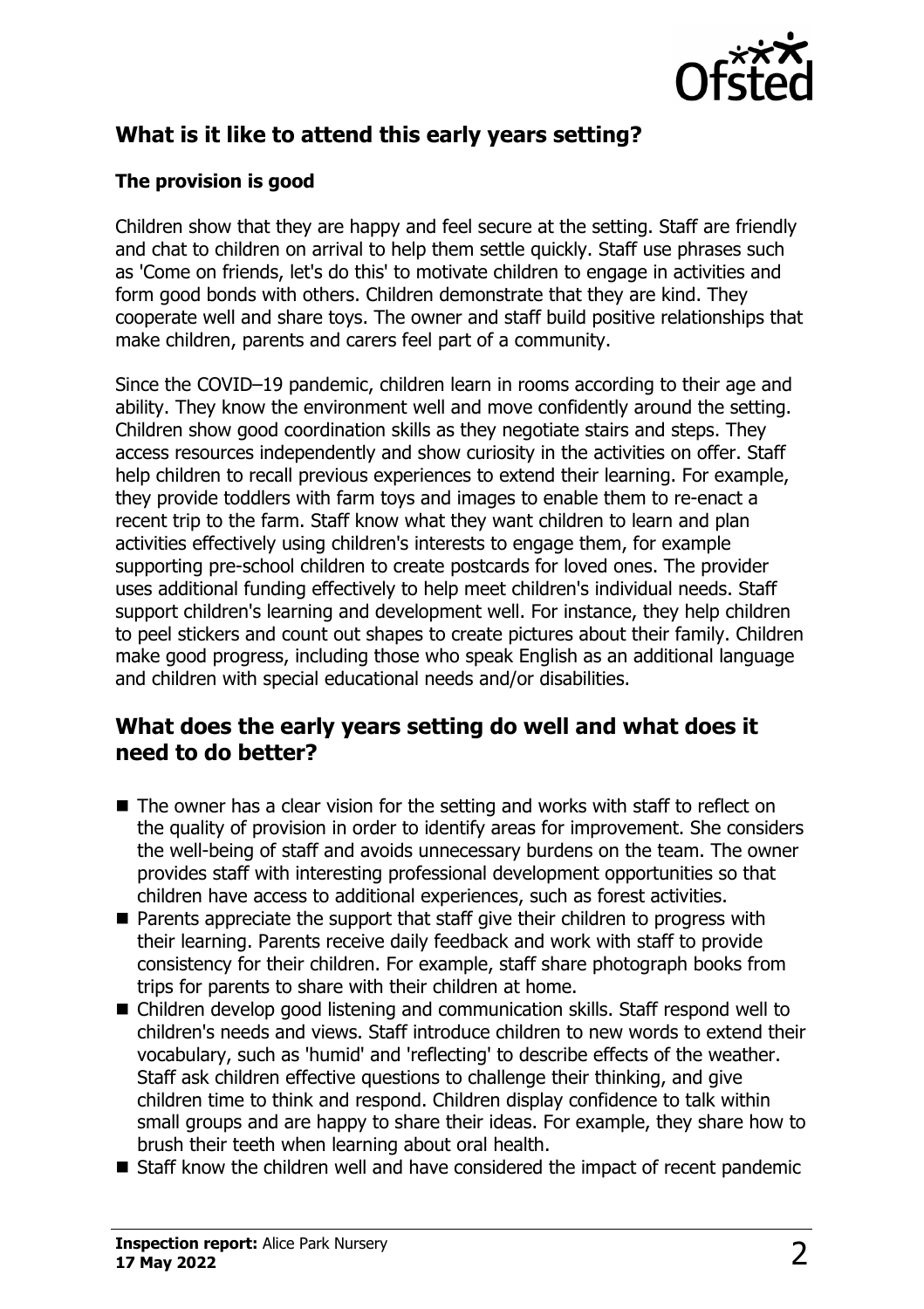## What is it like to attend this early years setting?

### The provision is good

Children show that they are happy and feel secure at the setting. Staff are friendly and chat to children on arrival to help them settle quickly. Staff use phrases such as 'Come on friends, let's do this' to motivate children to engage in activities and form good bonds with others. Children demonstrate that they are kind. They cooperate well and share toys. The owner and staff build positive relationships that make children, parents and carers feel part of a community.

Since the COVID–19 pandemic, children learn in rooms according to their age and ability. They know the environment well and move confidently around the setting. Children show good coordination skills as they negotiate stairs and steps. They access resources independently and show curiosity in the activities on offer. Staff help children to recall previous experiences to extend their learning. For example, they provide toddlers with farm toys and images to enable them to re-enact a recent trip to the farm. Staff know what they want children to learn and plan activities effectively using children's interests to engage them, for example supporting pre-school children to create postcards for loved ones. The provider uses additional funding effectively to help meet children's individual needs. Staff support children's learning and development well. For instance, they help children to peel stickers and count out shapes to create pictures about their family. Children make good progress, including those who speak English as an additional language and children with special educational needs and/or disabilities.

## What does the early years setting do well and what does it need to do better?

- The owner has a clear vision for the setting and works with staff to reflect on the quality of provision in order to identify areas for improvement. She considers the well-being of staff and avoids unnecessary burdens on the team. The owner provides staff with interesting professional development opportunities so that children have access to additional experiences, such as forest activities.
- Parents appreciate the support that staff give their children to progress with their learning. Parents receive daily feedback and work with staff to provide consistency for their children. For example, staff share photograph books from trips for parents to share with their children at home.
- Children develop good listening and communication skills. Staff respond well to children's needs and views. Staff introduce children to new words to extend their vocabulary, such as 'humid' and 'reflecting' to describe effects of the weather. Staff ask children effective questions to challenge their thinking, and give children time to think and respond. Children display confidence to talk within small groups and are happy to share their ideas. For example, they share how to brush their teeth when learning about oral health.
- Staff know the children well and have considered the impact of recent pandemic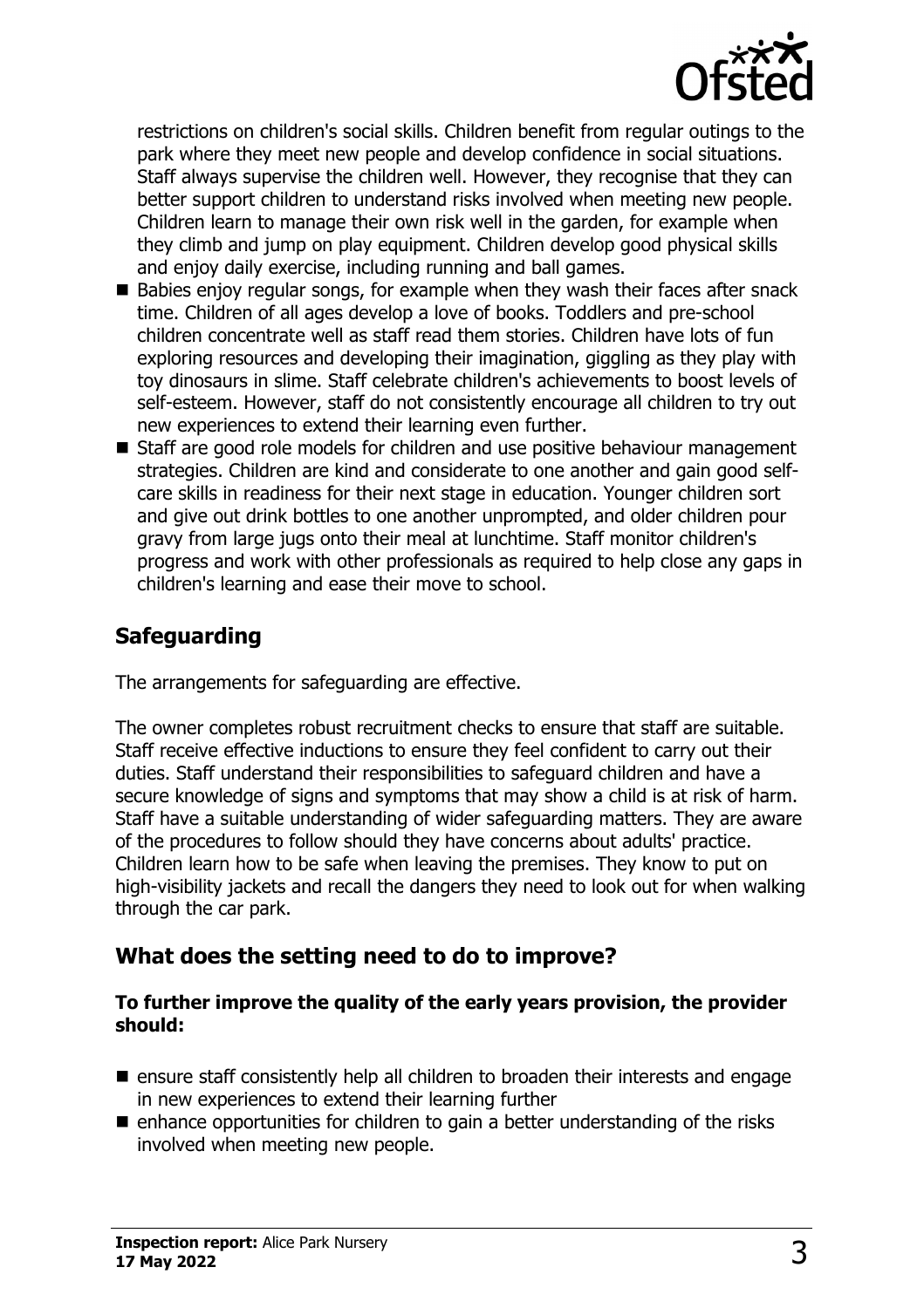restrictions on children's social skills. Children benefit from regular outings to the park where they meet new people and develop confidence in social situations. Staff always supervise the children well. However, they recognise that they can better support children to understand risks involved when meeting new people. Children learn to manage their own risk well in the garden, for example when they climb and jump on play equipment. Children develop good physical skills and enjoy daily exercise, including running and ball games.

- Babies enjoy regular songs, for example when they wash their faces after snack time. Children of all ages develop a love of books. Toddlers and pre-school children concentrate well as staff read them stories. Children have lots of fun exploring resources and developing their imagination, giggling as they play with toy dinosaurs in slime. Staff celebrate children's achievements to boost levels of self-esteem. However, staff do not consistently encourage all children to try out new experiences to extend their learning even further.
- Staff are good role models for children and use positive behaviour management strategies. Children are kind and considerate to one another and gain good self-care skills in readiness for their next stage in education. Younger children sort and give out drink bottles to one another unprompted, and older children pour gravy from large jugs onto their meal at lunchtime. Staff monitor children's progress and work with other professionals as required to help close any gaps in children's learning and ease their move to school.

## Safeguarding

The arrangements for safeguarding are effective.

The owner completes robust recruitment checks to ensure that staff are suitable. Staff receive effective inductions to ensure they feel confident to carry out their duties. Staff understand their responsibilities to safeguard children and have a secure knowledge of signs and symptoms that may show a child is at risk of harm. Staff have a suitable understanding of wider safeguarding matters. They are aware of the procedures to follow should they have concerns about adults' practice. Children learn how to be safe when leaving the premises. They know to put on high-visibility jackets and recall the dangers they need to look out for when walking through the car park.

## What does the setting need to do to improve?

**To further improve the quality of the early years provision, the provider should:**

- ensure staff consistently help all children to broaden their interests and engage in new experiences to extend their learning further
- enhance opportunities for children to gain a better understanding of the risks involved when meeting new people.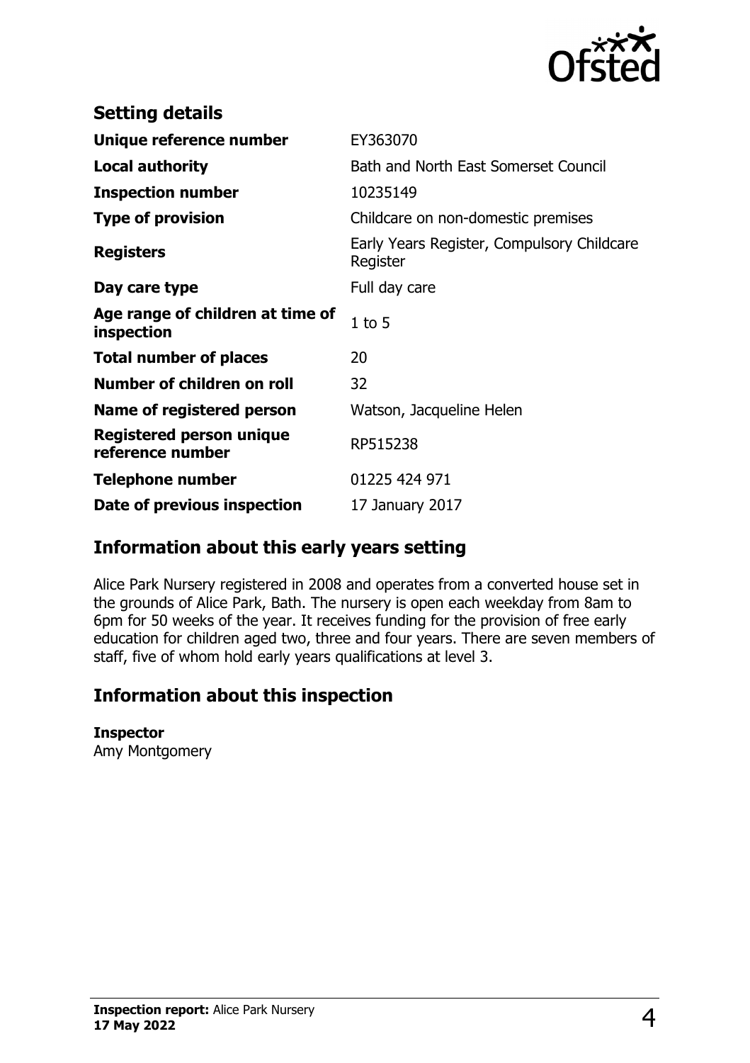## Setting details

| | |
|---|---|
| **Unique reference number** | EY363070 |
| **Local authority** | Bath and North East Somerset Council |
| **Inspection number** | 10235149 |
| **Type of provision** | Childcare on non-domestic premises |
| **Registers** | Early Years Register, Compulsory Childcare Register |
| **Day care type** | Full day care |
| **Age range of children at time of inspection** | 1 to 5 |
| **Total number of places** | 20 |
| **Number of children on roll** | 32 |
| **Name of registered person** | Watson, Jacqueline Helen |
| **Registered person unique reference number** | RP515238 |
| **Telephone number** | 01225 424 971 |
| **Date of previous inspection** | 17 January 2017 |

## Information about this early years setting

Alice Park Nursery registered in 2008 and operates from a converted house set in the grounds of Alice Park, Bath. The nursery is open each weekday from 8am to 6pm for 50 weeks of the year. It receives funding for the provision of free early education for children aged two, three and four years. There are seven members of staff, five of whom hold early years qualifications at level 3.

## Information about this inspection

**Inspector**
Amy Montgomery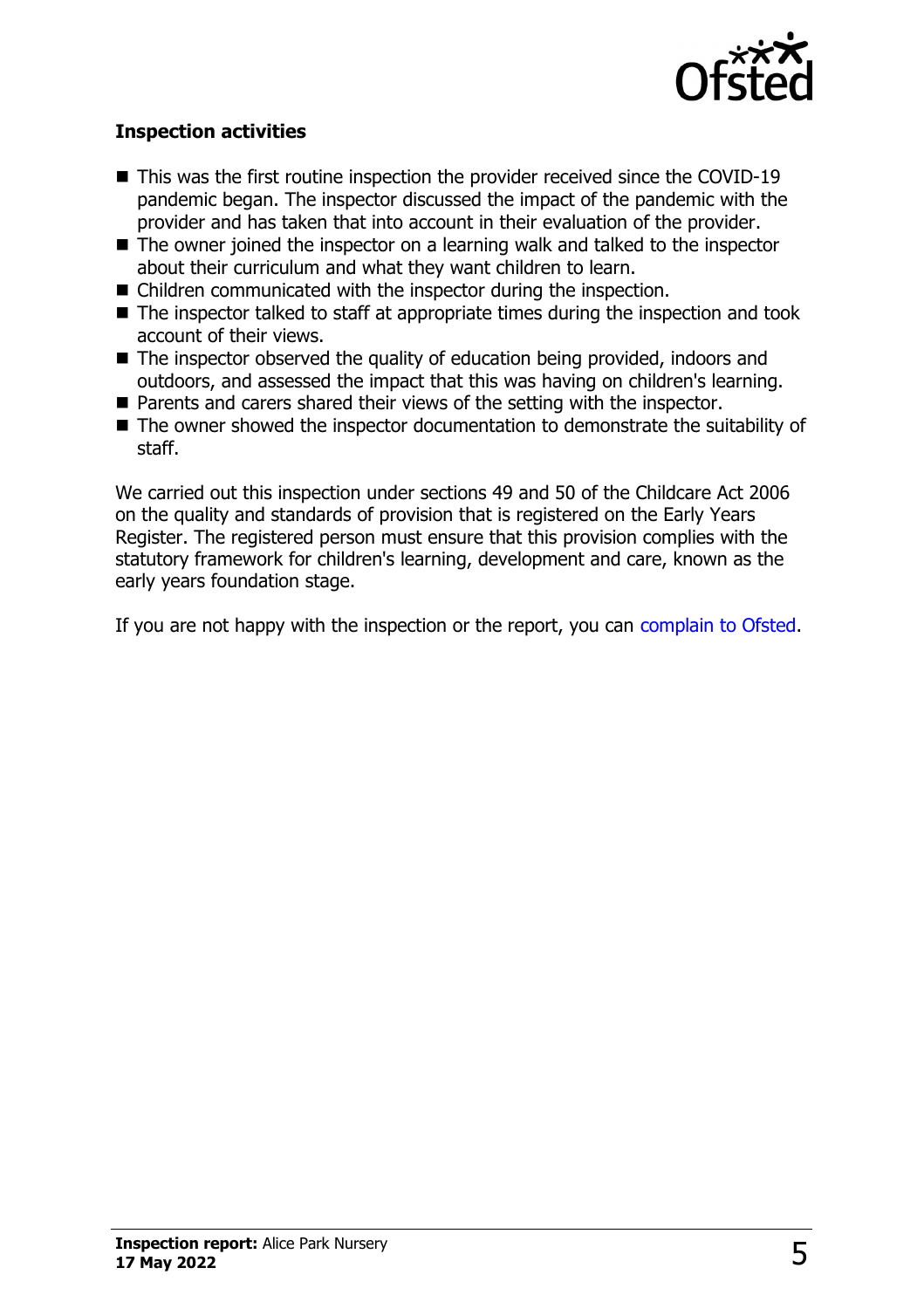## Inspection activities

- This was the first routine inspection the provider received since the COVID-19 pandemic began. The inspector discussed the impact of the pandemic with the provider and has taken that into account in their evaluation of the provider.
- The owner joined the inspector on a learning walk and talked to the inspector about their curriculum and what they want children to learn.
- Children communicated with the inspector during the inspection.
- The inspector talked to staff at appropriate times during the inspection and took account of their views.
- The inspector observed the quality of education being provided, indoors and outdoors, and assessed the impact that this was having on children's learning.
- Parents and carers shared their views of the setting with the inspector.
- The owner showed the inspector documentation to demonstrate the suitability of staff.

We carried out this inspection under sections 49 and 50 of the Childcare Act 2006 on the quality and standards of provision that is registered on the Early Years Register. The registered person must ensure that this provision complies with the statutory framework for children's learning, development and care, known as the early years foundation stage.

If you are not happy with the inspection or the report, you can complain to Ofsted.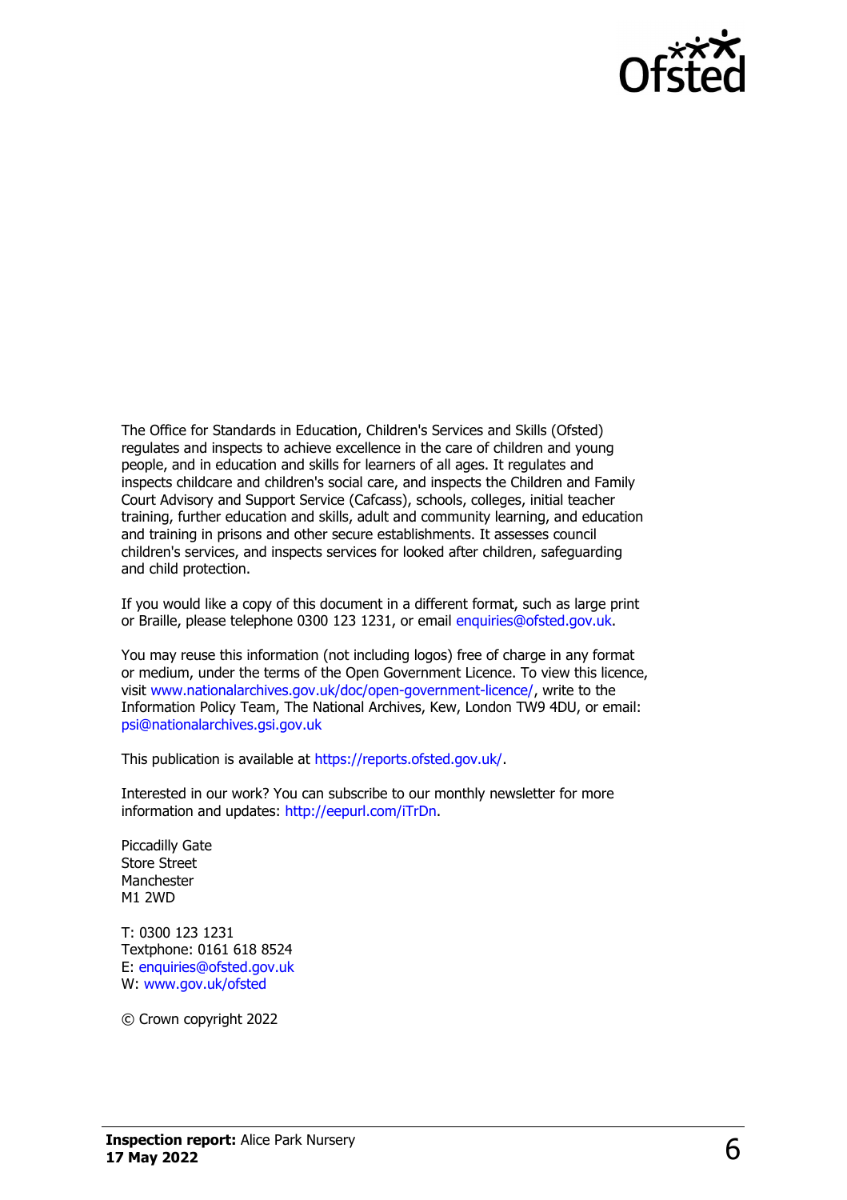The Office for Standards in Education, Children's Services and Skills (Ofsted) regulates and inspects to achieve excellence in the care of children and young people, and in education and skills for learners of all ages. It regulates and inspects childcare and children's social care, and inspects the Children and Family Court Advisory and Support Service (Cafcass), schools, colleges, initial teacher training, further education and skills, adult and community learning, and education and training in prisons and other secure establishments. It assesses council children's services, and inspects services for looked after children, safeguarding and child protection.

If you would like a copy of this document in a different format, such as large print or Braille, please telephone 0300 123 1231, or email enquiries@ofsted.gov.uk.

You may reuse this information (not including logos) free of charge in any format or medium, under the terms of the Open Government Licence. To view this licence, visit www.nationalarchives.gov.uk/doc/open-government-licence/, write to the Information Policy Team, The National Archives, Kew, London TW9 4DU, or email: psi@nationalarchives.gsi.gov.uk

This publication is available at https://reports.ofsted.gov.uk/.

Interested in our work? You can subscribe to our monthly newsletter for more information and updates: http://eepurl.com/iTrDn.

Piccadilly Gate
Store Street
Manchester
M1 2WD

T: 0300 123 1231
Textphone: 0161 618 8524
E: enquiries@ofsted.gov.uk
W: www.gov.uk/ofsted

© Crown copyright 2022